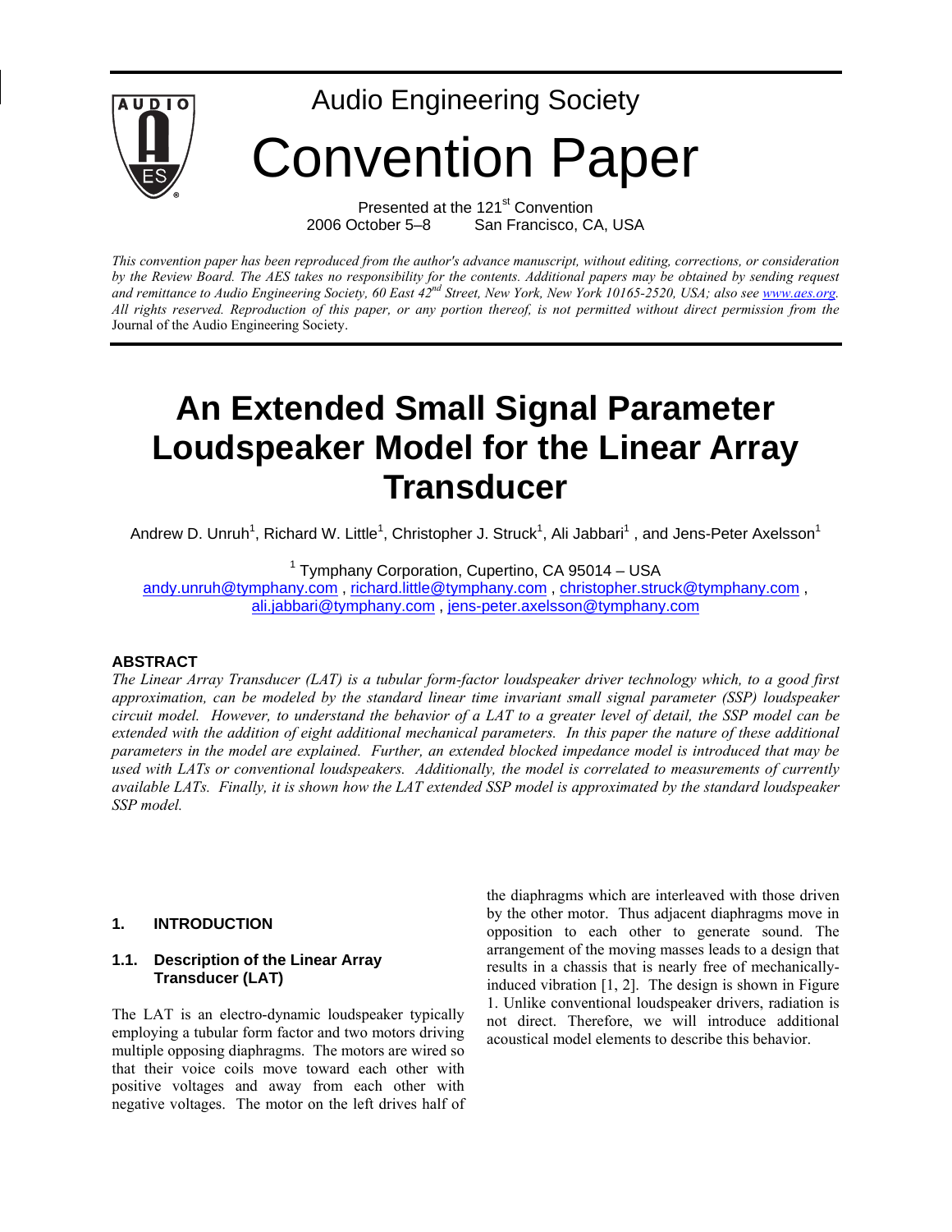Audio Engineering Society

# Convention Paper

Presented at the 121st Convention
2006 October 5–8 San Francisco, CA, USA

*This convention paper has been reproduced from the author's advance manuscript, without editing, corrections, or consideration by the Review Board. The AES takes no responsibility for the contents. Additional papers may be obtained by sending request and remittance to Audio Engineering Society, 60 East 42nd Street, New York, New York 10165-2520, USA; also see www.aes.org. All rights reserved. Reproduction of this paper, or any portion thereof, is not permitted without direct permission from the* Journal of the Audio Engineering Society.

# An Extended Small Signal Parameter Loudspeaker Model for the Linear Array Transducer

Andrew D. Unruh[1], Richard W. Little[1], Christopher J. Struck[1], Ali Jabbari[1] , and Jens-Peter Axelsson[1]

[1] Tymphany Corporation, Cupertino, CA 95014 – USA
andy.unruh@tymphany.com , richard.little@tymphany.com , christopher.struck@tymphany.com , ali.jabbari@tymphany.com , jens-peter.axelsson@tymphany.com

## ABSTRACT

*The Linear Array Transducer (LAT) is a tubular form-factor loudspeaker driver technology which, to a good first approximation, can be modeled by the standard linear time invariant small signal parameter (SSP) loudspeaker circuit model. However, to understand the behavior of a LAT to a greater level of detail, the SSP model can be extended with the addition of eight additional mechanical parameters. In this paper the nature of these additional parameters in the model are explained. Further, an extended blocked impedance model is introduced that may be used with LATs or conventional loudspeakers. Additionally, the model is correlated to measurements of currently available LATs. Finally, it is shown how the LAT extended SSP model is approximated by the standard loudspeaker SSP model.*

## 1. INTRODUCTION

### 1.1. Description of the Linear Array Transducer (LAT)

The LAT is an electro-dynamic loudspeaker typically employing a tubular form factor and two motors driving multiple opposing diaphragms. The motors are wired so that their voice coils move toward each other with positive voltages and away from each other with negative voltages. The motor on the left drives half of the diaphragms which are interleaved with those driven by the other motor. Thus adjacent diaphragms move in opposition to each other to generate sound. The arrangement of the moving masses leads to a design that results in a chassis that is nearly free of mechanically-induced vibration [1, 2]. The design is shown in Figure 1. Unlike conventional loudspeaker drivers, radiation is not direct. Therefore, we will introduce additional acoustical model elements to describe this behavior.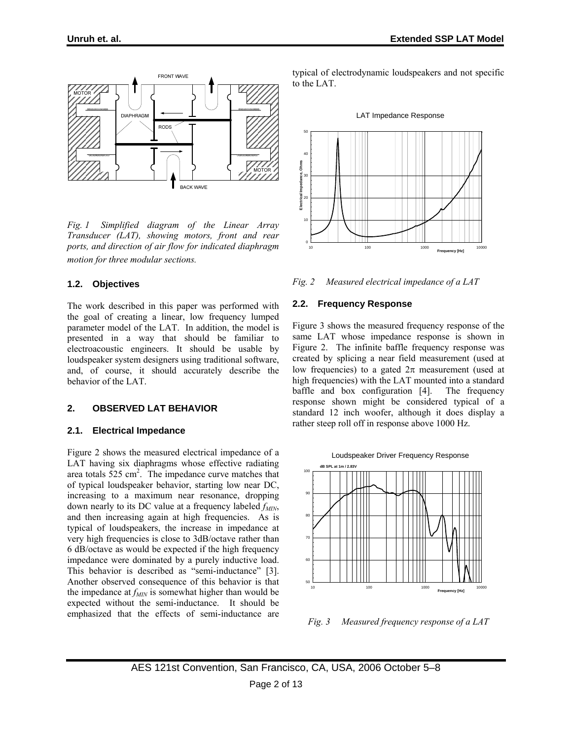*Fig. 1 Simplified diagram of the Linear Array Transducer (LAT), showing motors, front and rear ports, and direction of air flow for indicated diaphragm motion for three modular sections.*

### 1.2. Objectives

The work described in this paper was performed with the goal of creating a linear, low frequency lumped parameter model of the LAT. In addition, the model is presented in a way that should be familiar to electroacoustic engineers. It should be usable by loudspeaker system designers using traditional software, and, of course, it should accurately describe the behavior of the LAT.

## 2. OBSERVED LAT BEHAVIOR

### 2.1. Electrical Impedance

Figure 2 shows the measured electrical impedance of a LAT having six diaphragms whose effective radiating area totals 525 cm$^2$. The impedance curve matches that of typical loudspeaker behavior, starting low near DC, increasing to a maximum near resonance, dropping down nearly to its DC value at a frequency labeled $f_{MIN}$, and then increasing again at high frequencies. As is typical of loudspeakers, the increase in impedance at very high frequencies is close to 3dB/octave rather than 6 dB/octave as would be expected if the high frequency impedance were dominated by a purely inductive load. This behavior is described as "semi-inductance" [3]. Another observed consequence of this behavior is that the impedance at $f_{MIN}$ is somewhat higher than would be expected without the semi-inductance. It should be emphasized that the effects of semi-inductance are typical of electrodynamic loudspeakers and not specific to the LAT.

*Fig. 2 Measured electrical impedance of a LAT*

### 2.2. Frequency Response

Figure 3 shows the measured frequency response of the same LAT whose impedance response is shown in Figure 2. The infinite baffle frequency response was created by splicing a near field measurement (used at low frequencies) to a gated 2π measurement (used at high frequencies) with the LAT mounted into a standard baffle and box configuration [4]. The frequency response shown might be considered typical of a standard 12 inch woofer, although it does display a rather steep roll off in response above 1000 Hz.

*Fig. 3 Measured frequency response of a LAT*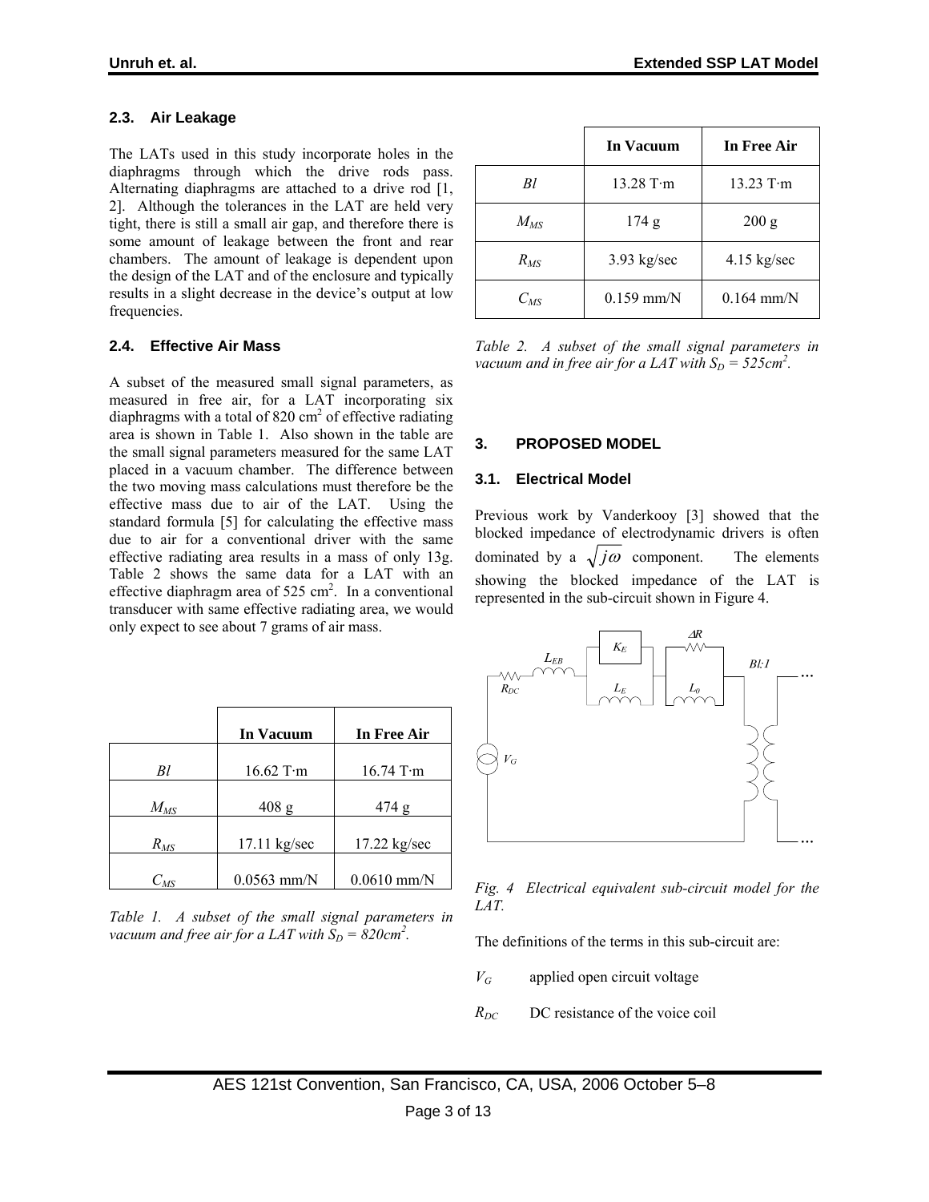### 2.3. Air Leakage

The LATs used in this study incorporate holes in the diaphragms through which the drive rods pass. Alternating diaphragms are attached to a drive rod [1, 2]. Although the tolerances in the LAT are held very tight, there is still a small air gap, and therefore there is some amount of leakage between the front and rear chambers. The amount of leakage is dependent upon the design of the LAT and of the enclosure and typically results in a slight decrease in the device's output at low frequencies.

### 2.4. Effective Air Mass

A subset of the measured small signal parameters, as measured in free air, for a LAT incorporating six diaphragms with a total of 820 cm$^2$ of effective radiating area is shown in Table 1. Also shown in the table are the small signal parameters measured for the same LAT placed in a vacuum chamber. The difference between the two moving mass calculations must therefore be the effective mass due to air of the LAT. Using the standard formula [5] for calculating the effective mass due to air for a conventional driver with the same effective radiating area results in a mass of only 13g. Table 2 shows the same data for a LAT with an effective diaphragm area of 525 cm$^2$. In a conventional transducer with same effective radiating area, we would only expect to see about 7 grams of air mass.

| | In Vacuum | In Free Air |
|---|---|---|
| $Bl$ | 16.62 T·m | 16.74 T·m |
| $M_{MS}$ | 408 g | 474 g |
| $R_{MS}$ | 17.11 kg/sec | 17.22 kg/sec |
| $C_{MS}$ | 0.0563 mm/N | 0.0610 mm/N |

*Table 1. A subset of the small signal parameters in vacuum and free air for a LAT with $S_D$ = 820cm$^2$.*

| | In Vacuum | In Free Air |
|---|---|---|
| $Bl$ | 13.28 T·m | 13.23 T·m |
| $M_{MS}$ | 174 g | 200 g |
| $R_{MS}$ | 3.93 kg/sec | 4.15 kg/sec |
| $C_{MS}$ | 0.159 mm/N | 0.164 mm/N |

*Table 2. A subset of the small signal parameters in vacuum and in free air for a LAT with $S_D$ = 525cm$^2$.*

## 3. PROPOSED MODEL

### 3.1. Electrical Model

Previous work by Vanderkooy [3] showed that the blocked impedance of electrodynamic drivers is often dominated by a $\sqrt{j\omega}$ component. The elements showing the blocked impedance of the LAT is represented in the sub-circuit shown in Figure 4.

*Fig. 4 Electrical equivalent sub-circuit model for the LAT.*

The definitions of the terms in this sub-circuit are:

$V_G$ applied open circuit voltage

$R_{DC}$ DC resistance of the voice coil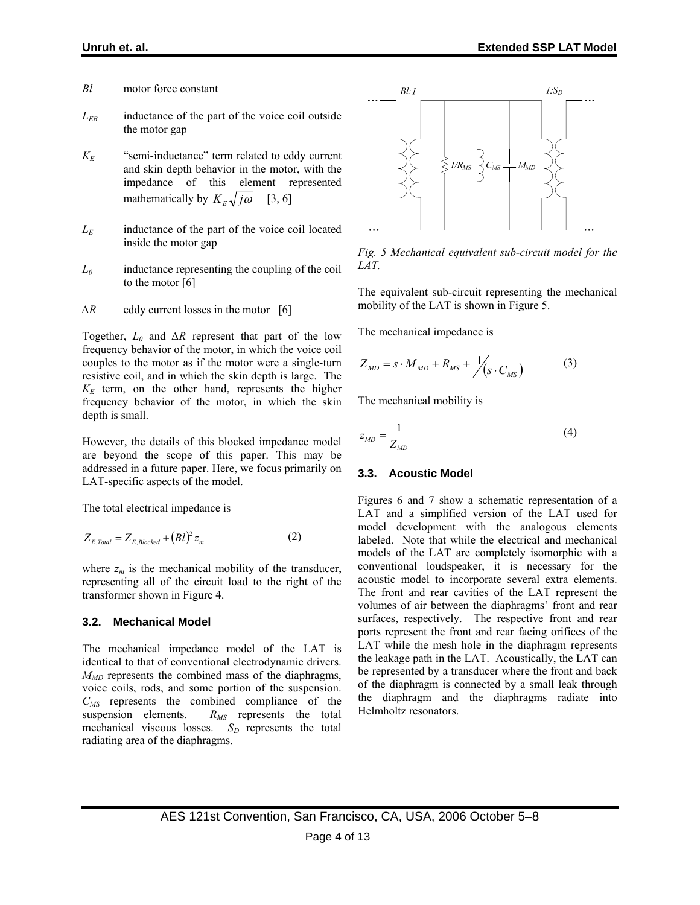$Bl$ motor force constant

$L_{EB}$ inductance of the part of the voice coil outside the motor gap

$K_E$ "semi-inductance" term related to eddy current and skin depth behavior in the motor, with the impedance of this element represented mathematically by $K_E\sqrt{j\omega}$ [3, 6]

$L_E$ inductance of the part of the voice coil located inside the motor gap

$L_0$ inductance representing the coupling of the coil to the motor [6]

$\Delta R$ eddy current losses in the motor [6]

Together, $L_0$ and $\Delta R$ represent that part of the low frequency behavior of the motor, in which the voice coil couples to the motor as if the motor were a single-turn resistive coil, and in which the skin depth is large. The $K_E$ term, on the other hand, represents the higher frequency behavior of the motor, in which the skin depth is small.

However, the details of this blocked impedance model are beyond the scope of this paper. This may be addressed in a future paper. Here, we focus primarily on LAT-specific aspects of the model.

The total electrical impedance is

$$Z_{E,Total} = Z_{E,Blocked} + (Bl)^2 z_m \qquad (2)$$

where $z_m$ is the mechanical mobility of the transducer, representing all of the circuit load to the right of the transformer shown in Figure 4.

### 3.2. Mechanical Model

The mechanical impedance model of the LAT is identical to that of conventional electrodynamic drivers. $M_{MD}$ represents the combined mass of the diaphragms, voice coils, rods, and some portion of the suspension. $C_{MS}$ represents the combined compliance of the suspension elements. $R_{MS}$ represents the total mechanical viscous losses. $S_D$ represents the total radiating area of the diaphragms.

*Fig. 5 Mechanical equivalent sub-circuit model for the LAT.*

The equivalent sub-circuit representing the mechanical mobility of the LAT is shown in Figure 5.

The mechanical impedance is

$$Z_{MD} = s \cdot M_{MD} + R_{MS} + 1/(s \cdot C_{MS}) \qquad (3)$$

The mechanical mobility is

$$z_{MD} = \frac{1}{Z_{MD}} \qquad (4)$$

### 3.3. Acoustic Model

Figures 6 and 7 show a schematic representation of a LAT and a simplified version of the LAT used for model development with the analogous elements labeled. Note that while the electrical and mechanical models of the LAT are completely isomorphic with a conventional loudspeaker, it is necessary for the acoustic model to incorporate several extra elements. The front and rear cavities of the LAT represent the volumes of air between the diaphragms' front and rear surfaces, respectively. The respective front and rear ports represent the front and rear facing orifices of the LAT while the mesh hole in the diaphragm represents the leakage path in the LAT. Acoustically, the LAT can be represented by a transducer where the front and back of the diaphragm is connected by a small leak through the diaphragm and the diaphragms radiate into Helmholtz resonators.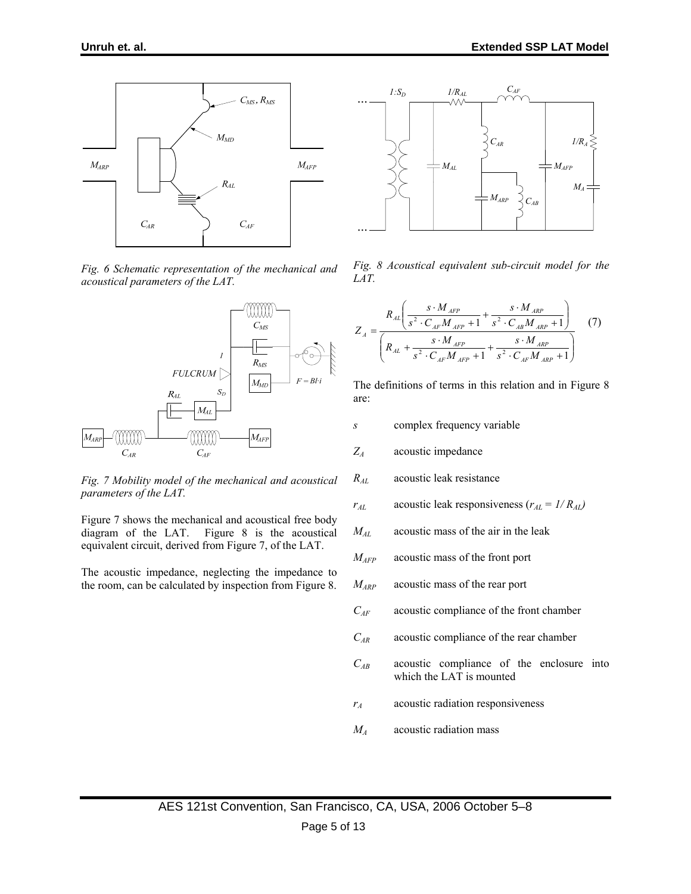*Fig. 6 Schematic representation of the mechanical and acoustical parameters of the LAT.*

*Fig. 7 Mobility model of the mechanical and acoustical parameters of the LAT.*

Figure 7 shows the mechanical and acoustical free body diagram of the LAT. Figure 8 is the acoustical equivalent circuit, derived from Figure 7, of the LAT.

The acoustic impedance, neglecting the impedance to the room, can be calculated by inspection from Figure 8.

*Fig. 8 Acoustical equivalent sub-circuit model for the LAT.*

$$Z_A = \frac{R_{AL}\left(\dfrac{s \cdot M_{AFP}}{s^2 \cdot C_{AF} M_{AFP} + 1} + \dfrac{s \cdot M_{ARP}}{s^2 \cdot C_{AB} M_{ARP} + 1}\right)}{\left(R_{AL} + \dfrac{s \cdot M_{AFP}}{s^2 \cdot C_{AF} M_{AFP} + 1} + \dfrac{s \cdot M_{ARP}}{s^2 \cdot C_{AF} M_{ARP} + 1}\right)} \quad (7)$$

The definitions of terms in this relation and in Figure 8 are:

- $s$ — complex frequency variable
- $Z_A$ — acoustic impedance
- $R_{AL}$ — acoustic leak resistance
- $r_{AL}$ — acoustic leak responsiveness ($r_{AL} = 1/R_{AL}$)
- $M_{AL}$ — acoustic mass of the air in the leak
- $M_{AFP}$ — acoustic mass of the front port
- $M_{ARP}$ — acoustic mass of the rear port
- $C_{AF}$ — acoustic compliance of the front chamber
- $C_{AR}$ — acoustic compliance of the rear chamber
- $C_{AB}$ — acoustic compliance of the enclosure into which the LAT is mounted
- $r_A$ — acoustic radiation responsiveness
- $M_A$ — acoustic radiation mass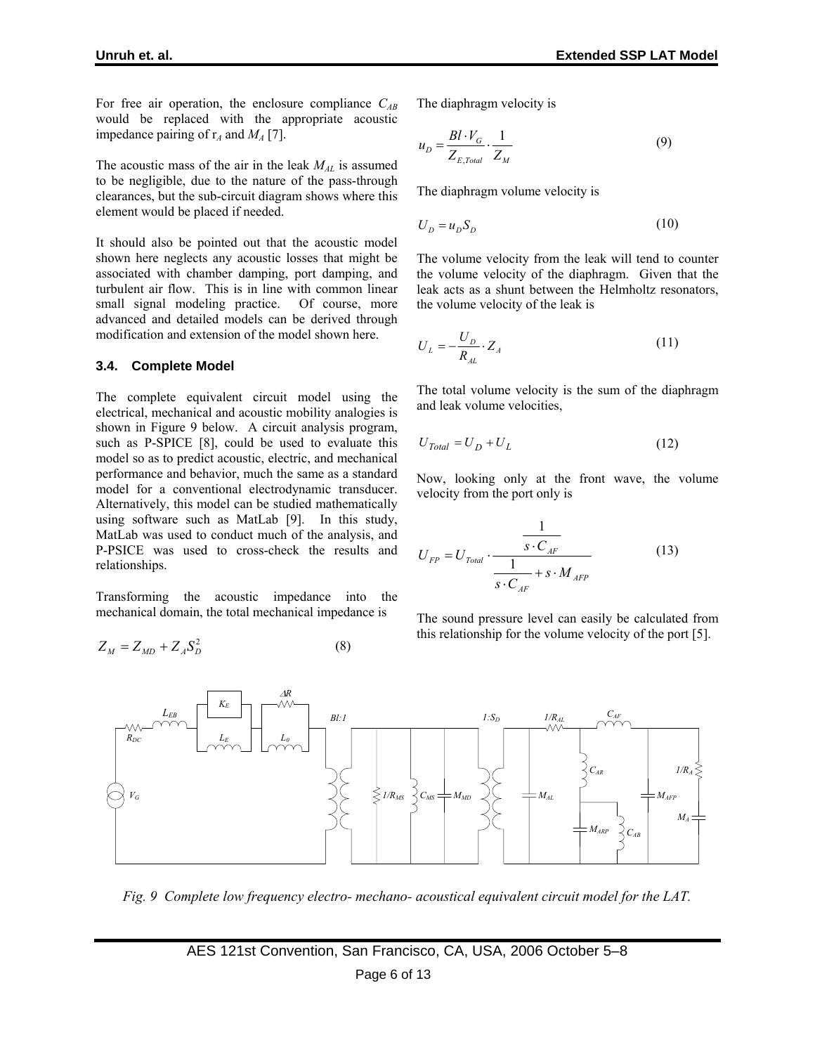For free air operation, the enclosure compliance $C_{AB}$ would be replaced with the appropriate acoustic impedance pairing of $r_A$ and $M_A$ [7].

The acoustic mass of the air in the leak $M_{AL}$ is assumed to be negligible, due to the nature of the pass-through clearances, but the sub-circuit diagram shows where this element would be placed if needed.

It should also be pointed out that the acoustic model shown here neglects any acoustic losses that might be associated with chamber damping, port damping, and turbulent air flow. This is in line with common linear small signal modeling practice. Of course, more advanced and detailed models can be derived through modification and extension of the model shown here.

### 3.4. Complete Model

The complete equivalent circuit model using the electrical, mechanical and acoustic mobility analogies is shown in Figure 9 below. A circuit analysis program, such as P-SPICE [8], could be used to evaluate this model so as to predict acoustic, electric, and mechanical performance and behavior, much the same as a standard model for a conventional electrodynamic transducer. Alternatively, this model can be studied mathematically using software such as MatLab [9]. In this study, MatLab was used to conduct much of the analysis, and P-PSICE was used to cross-check the results and relationships.

Transforming the acoustic impedance into the mechanical domain, the total mechanical impedance is

$$Z_M = Z_{MD} + Z_A S_D^2 \tag{8}$$

The diaphragm velocity is

$$u_D = \frac{Bl \cdot V_G}{Z_{E,Total}} \cdot \frac{1}{Z_M} \tag{9}$$

The diaphragm volume velocity is

$$U_D = u_D S_D \tag{10}$$

The volume velocity from the leak will tend to counter the volume velocity of the diaphragm. Given that the leak acts as a shunt between the Helmholtz resonators, the volume velocity of the leak is

$$U_L = -\frac{U_D}{R_{AL}} \cdot Z_A \tag{11}$$

The total volume velocity is the sum of the diaphragm and leak volume velocities,

$$U_{Total} = U_D + U_L \tag{12}$$

Now, looking only at the front wave, the volume velocity from the port only is

$$U_{FP} = U_{Total} \cdot \frac{\frac{1}{s \cdot C_{AF}}}{\frac{1}{s \cdot C_{AF}} + s \cdot M_{AFP}} \tag{13}$$

The sound pressure level can easily be calculated from this relationship for the volume velocity of the port [5].

*Fig. 9 Complete low frequency electro- mechano- acoustical equivalent circuit model for the LAT.*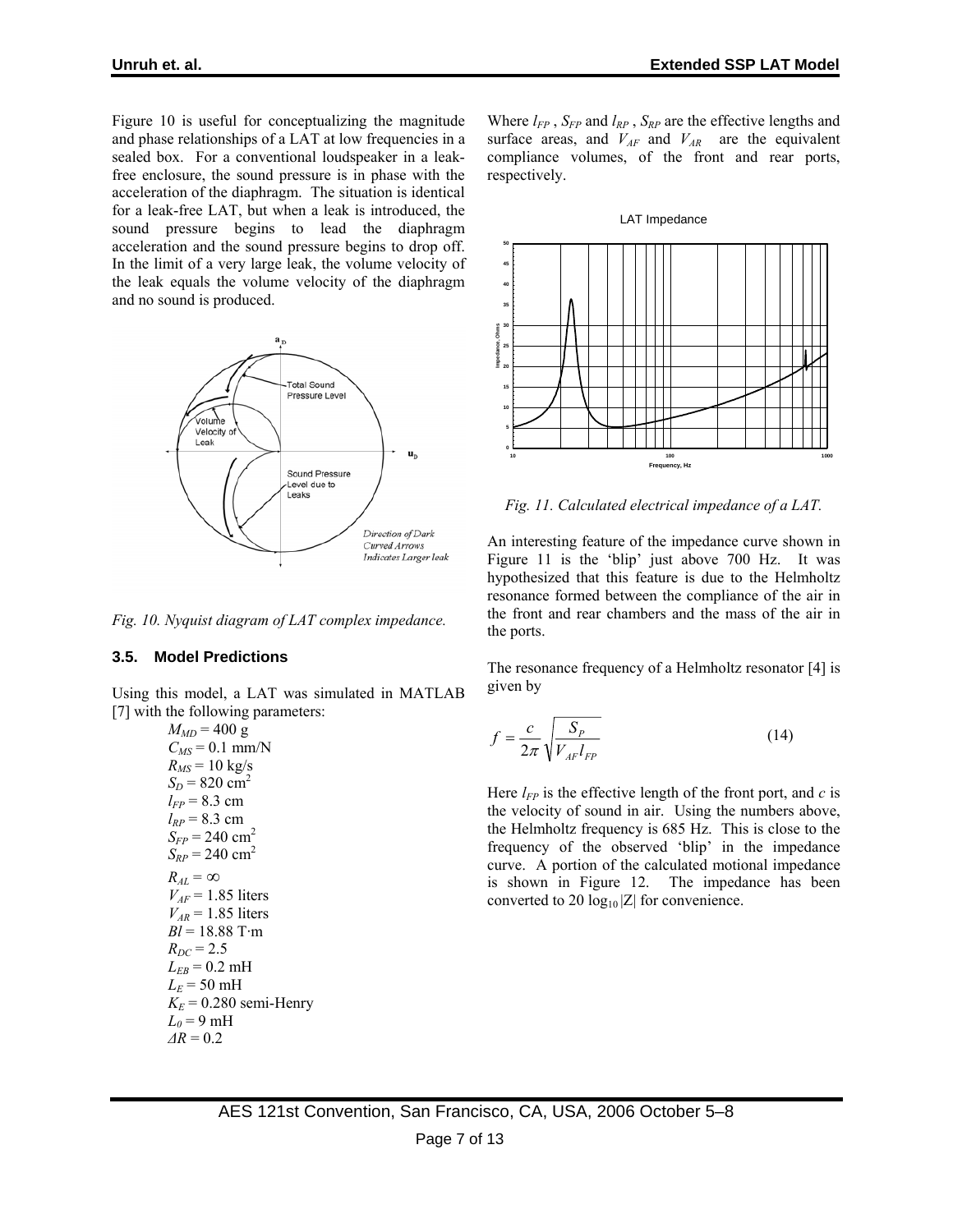Figure 10 is useful for conceptualizing the magnitude and phase relationships of a LAT at low frequencies in a sealed box. For a conventional loudspeaker in a leak-free enclosure, the sound pressure is in phase with the acceleration of the diaphragm. The situation is identical for a leak-free LAT, but when a leak is introduced, the sound pressure begins to lead the diaphragm acceleration and the sound pressure begins to drop off. In the limit of a very large leak, the volume velocity of the leak equals the volume velocity of the diaphragm and no sound is produced.

*Fig. 10. Nyquist diagram of LAT complex impedance.*

### 3.5. Model Predictions

Using this model, a LAT was simulated in MATLAB [7] with the following parameters:

$M_{MD}$ = 400 g
$C_{MS}$ = 0.1 mm/N
$R_{MS}$ = 10 kg/s
$S_D$ = 820 cm$^2$
$l_{FP}$ = 8.3 cm
$l_{RP}$ = 8.3 cm
$S_{FP}$ = 240 cm$^2$
$S_{RP}$ = 240 cm$^2$
$R_{AL} = \infty$
$V_{AF}$ = 1.85 liters
$V_{AR}$ = 1.85 liters
$Bl$ = 18.88 T·m
$R_{DC}$ = 2.5
$L_{EB}$ = 0.2 mH
$L_E$ = 50 mH
$K_E$ = 0.280 semi-Henry
$L_0$ = 9 mH
$\Delta R$ = 0.2

Where $l_{FP}$, $S_{FP}$ and $l_{RP}$, $S_{RP}$ are the effective lengths and surface areas, and $V_{AF}$ and $V_{AR}$ are the equivalent compliance volumes, of the front and rear ports, respectively.

*Fig. 11. Calculated electrical impedance of a LAT.*

An interesting feature of the impedance curve shown in Figure 11 is the 'blip' just above 700 Hz. It was hypothesized that this feature is due to the Helmholtz resonance formed between the compliance of the air in the front and rear chambers and the mass of the air in the ports.

The resonance frequency of a Helmholtz resonator [4] is given by

$$f = \frac{c}{2\pi}\sqrt{\frac{S_P}{V_{AF}\,l_{FP}}} \tag{14}$$

Here $l_{FP}$ is the effective length of the front port, and $c$ is the velocity of sound in air. Using the numbers above, the Helmholtz frequency is 685 Hz. This is close to the frequency of the observed 'blip' in the impedance curve. A portion of the calculated motional impedance is shown in Figure 12. The impedance has been converted to 20 $\log_{10}|Z|$ for convenience.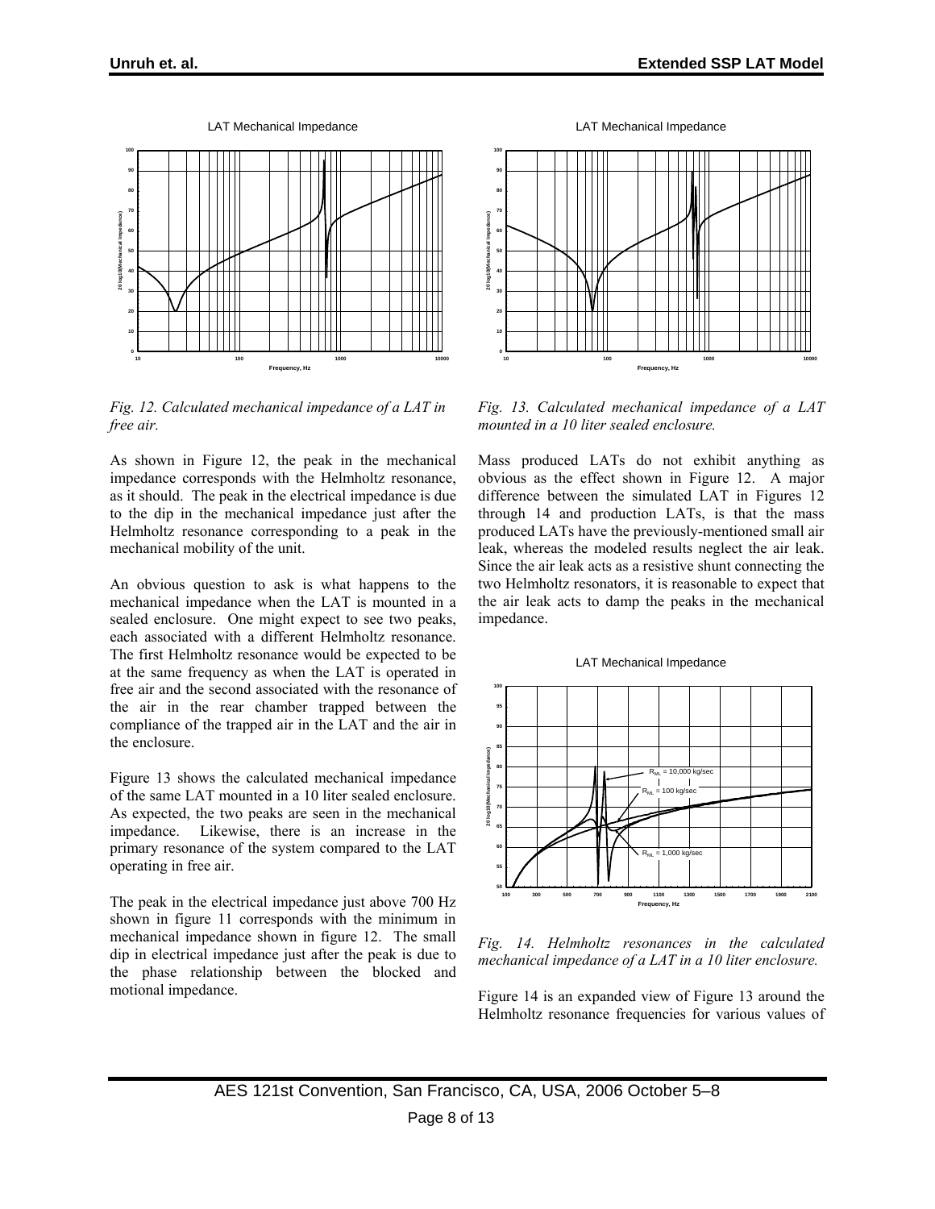*Fig. 12. Calculated mechanical impedance of a LAT in free air.*

As shown in Figure 12, the peak in the mechanical impedance corresponds with the Helmholtz resonance, as it should. The peak in the electrical impedance is due to the dip in the mechanical impedance just after the Helmholtz resonance corresponding to a peak in the mechanical mobility of the unit.

An obvious question to ask is what happens to the mechanical impedance when the LAT is mounted in a sealed enclosure. One might expect to see two peaks, each associated with a different Helmholtz resonance. The first Helmholtz resonance would be expected to be at the same frequency as when the LAT is operated in free air and the second associated with the resonance of the air in the rear chamber trapped between the compliance of the trapped air in the LAT and the air in the enclosure.

Figure 13 shows the calculated mechanical impedance of the same LAT mounted in a 10 liter sealed enclosure. As expected, the two peaks are seen in the mechanical impedance. Likewise, there is an increase in the primary resonance of the system compared to the LAT operating in free air.

The peak in the electrical impedance just above 700 Hz shown in figure 11 corresponds with the minimum in mechanical impedance shown in figure 12. The small dip in electrical impedance just after the peak is due to the phase relationship between the blocked and motional impedance.

*Fig. 13. Calculated mechanical impedance of a LAT mounted in a 10 liter sealed enclosure.*

Mass produced LATs do not exhibit anything as obvious as the effect shown in Figure 12. A major difference between the simulated LAT in Figures 12 through 14 and production LATs, is that the mass produced LATs have the previously-mentioned small air leak, whereas the modeled results neglect the air leak. Since the air leak acts as a resistive shunt connecting the two Helmholtz resonators, it is reasonable to expect that the air leak acts to damp the peaks in the mechanical impedance.

*Fig. 14. Helmholtz resonances in the calculated mechanical impedance of a LAT in a 10 liter enclosure.*

Figure 14 is an expanded view of Figure 13 around the Helmholtz resonance frequencies for various values of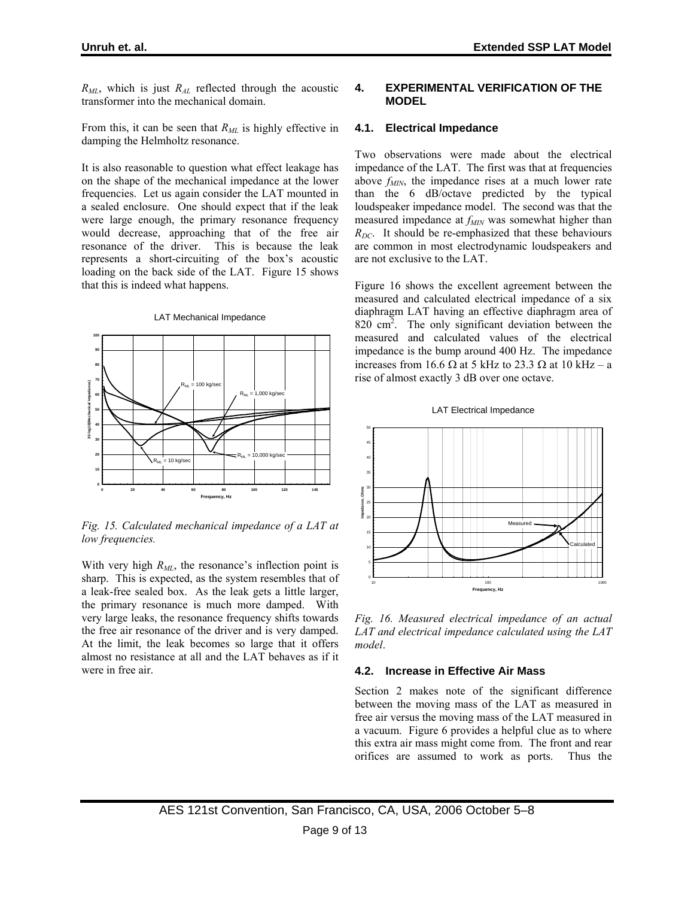$R_{ML}$, which is just $R_{AL}$ reflected through the acoustic transformer into the mechanical domain.

From this, it can be seen that $R_{ML}$ is highly effective in damping the Helmholtz resonance.

It is also reasonable to question what effect leakage has on the shape of the mechanical impedance at the lower frequencies. Let us again consider the LAT mounted in a sealed enclosure. One should expect that if the leak were large enough, the primary resonance frequency would decrease, approaching that of the free air resonance of the driver. This is because the leak represents a short-circuiting of the box's acoustic loading on the back side of the LAT. Figure 15 shows that this is indeed what happens.

*Fig. 15. Calculated mechanical impedance of a LAT at low frequencies.*

With very high $R_{ML}$, the resonance's inflection point is sharp. This is expected, as the system resembles that of a leak-free sealed box. As the leak gets a little larger, the primary resonance is much more damped. With very large leaks, the resonance frequency shifts towards the free air resonance of the driver and is very damped. At the limit, the leak becomes so large that it offers almost no resistance at all and the LAT behaves as if it were in free air.

## 4. EXPERIMENTAL VERIFICATION OF THE MODEL

### 4.1. Electrical Impedance

Two observations were made about the electrical impedance of the LAT. The first was that at frequencies above $f_{MIN}$, the impedance rises at a much lower rate than the 6 dB/octave predicted by the typical loudspeaker impedance model. The second was that the measured impedance at $f_{MIN}$ was somewhat higher than $R_{DC}$. It should be re-emphasized that these behaviours are common in most electrodynamic loudspeakers and are not exclusive to the LAT.

Figure 16 shows the excellent agreement between the measured and calculated electrical impedance of a six diaphragm LAT having an effective diaphragm area of 820 cm$^2$. The only significant deviation between the measured and calculated values of the electrical impedance is the bump around 400 Hz. The impedance increases from 16.6 Ω at 5 kHz to 23.3 Ω at 10 kHz – a rise of almost exactly 3 dB over one octave.

*Fig. 16. Measured electrical impedance of an actual LAT and electrical impedance calculated using the LAT model.*

### 4.2. Increase in Effective Air Mass

Section 2 makes note of the significant difference between the moving mass of the LAT as measured in free air versus the moving mass of the LAT measured in a vacuum. Figure 6 provides a helpful clue as to where this extra air mass might come from. The front and rear orifices are assumed to work as ports. Thus the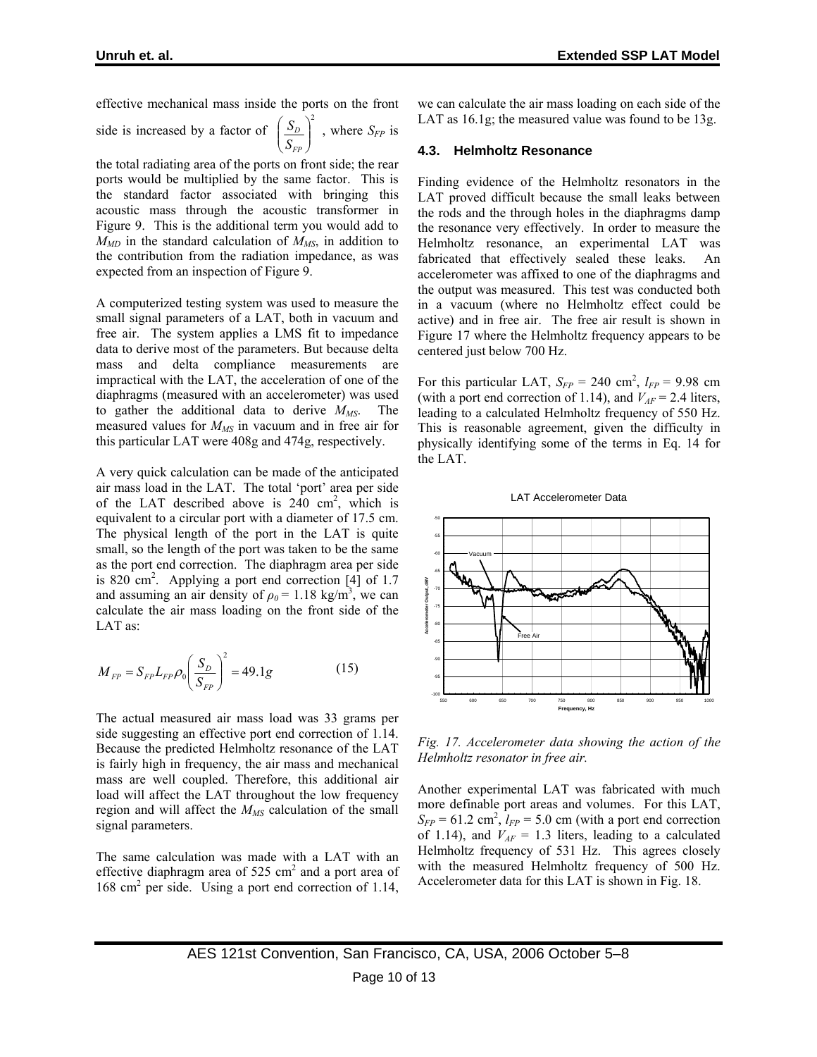effective mechanical mass inside the ports on the front side is increased by a factor of $\left(\frac{S_D}{S_{FP}}\right)^2$, where $S_{FP}$ is the total radiating area of the ports on front side; the rear ports would be multiplied by the same factor. This is the standard factor associated with bringing this acoustic mass through the acoustic transformer in Figure 9. This is the additional term you would add to $M_{MD}$ in the standard calculation of $M_{MS}$, in addition to the contribution from the radiation impedance, as was expected from an inspection of Figure 9.

A computerized testing system was used to measure the small signal parameters of a LAT, both in vacuum and free air. The system applies a LMS fit to impedance data to derive most of the parameters. But because delta mass and delta compliance measurements are impractical with the LAT, the acceleration of one of the diaphragms (measured with an accelerometer) was used to gather the additional data to derive $M_{MS}$. The measured values for $M_{MS}$ in vacuum and in free air for this particular LAT were 408g and 474g, respectively.

A very quick calculation can be made of the anticipated air mass load in the LAT. The total 'port' area per side of the LAT described above is 240 cm$^2$, which is equivalent to a circular port with a diameter of 17.5 cm. The physical length of the port in the LAT is quite small, so the length of the port was taken to be the same as the port end correction. The diaphragm area per side is 820 cm$^2$. Applying a port end correction [4] of 1.7 and assuming an air density of $\rho_0 = 1.18$ kg/m$^3$, we can calculate the air mass loading on the front side of the LAT as:

$$M_{FP} = S_{FP} L_{FP} \rho_0 \left(\frac{S_D}{S_{FP}}\right)^2 = 49.1g \qquad (15)$$

The actual measured air mass load was 33 grams per side suggesting an effective port end correction of 1.14. Because the predicted Helmholtz resonance of the LAT is fairly high in frequency, the air mass and mechanical mass are well coupled. Therefore, this additional air load will affect the LAT throughout the low frequency region and will affect the $M_{MS}$ calculation of the small signal parameters.

The same calculation was made with a LAT with an effective diaphragm area of 525 cm$^2$ and a port area of 168 cm$^2$ per side. Using a port end correction of 1.14, we can calculate the air mass loading on each side of the LAT as 16.1g; the measured value was found to be 13g.

### 4.3. Helmholtz Resonance

Finding evidence of the Helmholtz resonators in the LAT proved difficult because the small leaks between the rods and the through holes in the diaphragms damp the resonance very effectively. In order to measure the Helmholtz resonance, an experimental LAT was fabricated that effectively sealed these leaks. An accelerometer was affixed to one of the diaphragms and the output was measured. This test was conducted both in a vacuum (where no Helmholtz effect could be active) and in free air. The free air result is shown in Figure 17 where the Helmholtz frequency appears to be centered just below 700 Hz.

For this particular LAT, $S_{FP}$ = 240 cm$^2$, $l_{FP}$ = 9.98 cm (with a port end correction of 1.14), and $V_{AF}$ = 2.4 liters, leading to a calculated Helmholtz frequency of 550 Hz. This is reasonable agreement, given the difficulty in physically identifying some of the terms in Eq. 14 for the LAT.

*Fig. 17. Accelerometer data showing the action of the Helmholtz resonator in free air.*

Another experimental LAT was fabricated with much more definable port areas and volumes. For this LAT, $S_{FP}$ = 61.2 cm$^2$, $l_{FP}$ = 5.0 cm (with a port end correction of 1.14), and $V_{AF}$ = 1.3 liters, leading to a calculated Helmholtz frequency of 531 Hz. This agrees closely with the measured Helmholtz frequency of 500 Hz. Accelerometer data for this LAT is shown in Fig. 18.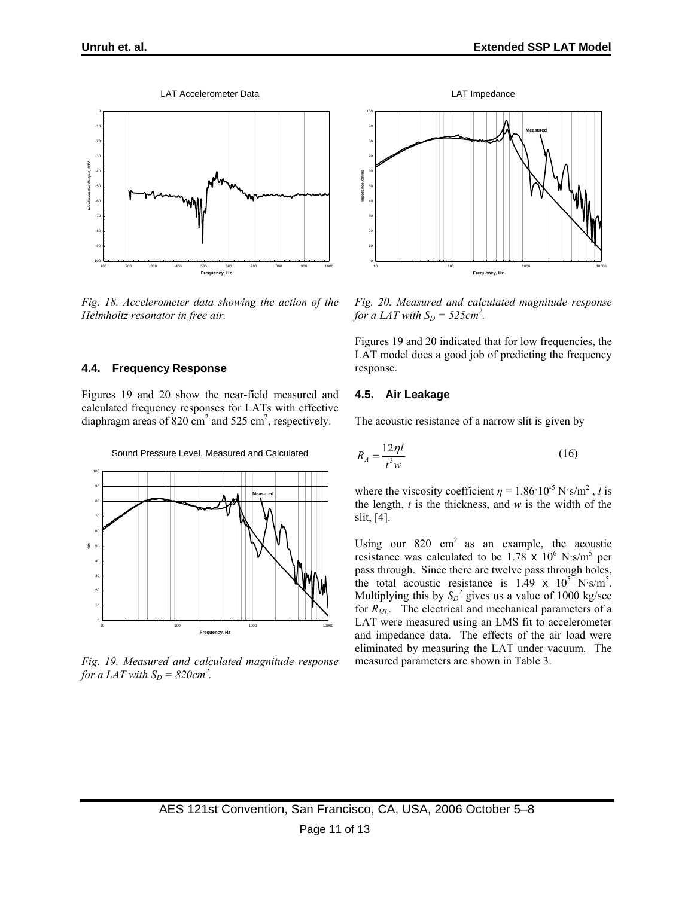*Fig. 18. Accelerometer data showing the action of the Helmholtz resonator in free air.*

### 4.4. Frequency Response

Figures 19 and 20 show the near-field measured and calculated frequency responses for LATs with effective diaphragm areas of 820 cm$^2$ and 525 cm$^2$, respectively.

*Fig. 19. Measured and calculated magnitude response for a LAT with $S_D$ = 820cm$^2$.*

*Fig. 20. Measured and calculated magnitude response for a LAT with $S_D$ = 525cm$^2$.*

Figures 19 and 20 indicated that for low frequencies, the LAT model does a good job of predicting the frequency response.

### 4.5. Air Leakage

The acoustic resistance of a narrow slit is given by

$$R_A = \frac{12\eta l}{t^3 w} \tag{16}$$

where the viscosity coefficient $\eta = 1.86\cdot10^{-5}$ N·s/m$^2$ , $l$ is the length, $t$ is the thickness, and $w$ is the width of the slit, [4].

Using our 820 cm$^2$ as an example, the acoustic resistance was calculated to be $1.78 \times 10^6$ N·s/m$^5$ per pass through. Since there are twelve pass through holes, the total acoustic resistance is $1.49 \times 10^5$ N·s/m$^5$. Multiplying this by $S_D^2$ gives us a value of 1000 kg/sec for $R_{ML}$. The electrical and mechanical parameters of a LAT were measured using an LMS fit to accelerometer and impedance data. The effects of the air load were eliminated by measuring the LAT under vacuum. The measured parameters are shown in Table 3.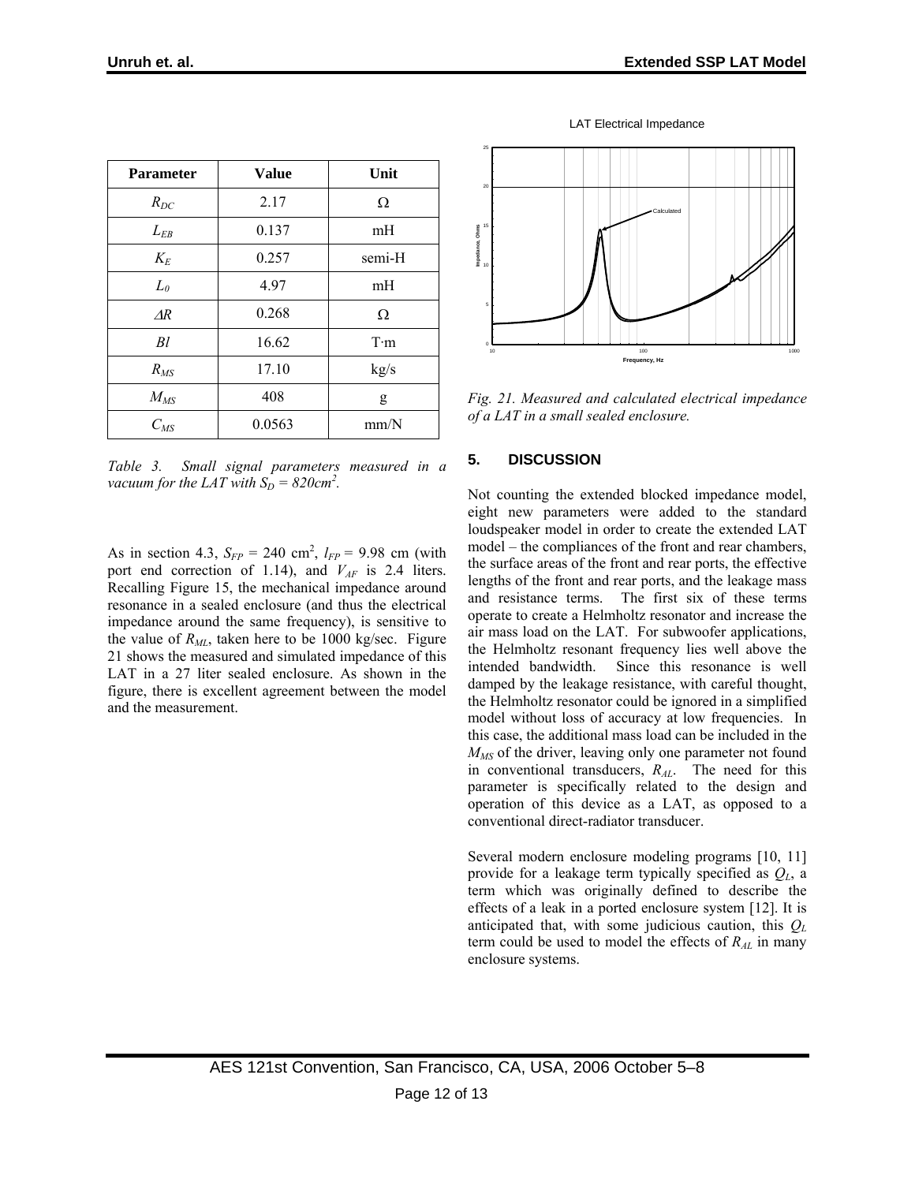| Parameter | Value | Unit |
| --- | --- | --- |
| $R_{DC}$ | 2.17 | Ω |
| $L_{EB}$ | 0.137 | mH |
| $K_E$ | 0.257 | semi-H |
| $L_0$ | 4.97 | mH |
| $\Delta R$ | 0.268 | Ω |
| $Bl$ | 16.62 | T·m |
| $R_{MS}$ | 17.10 | kg/s |
| $M_{MS}$ | 408 | g |
| $C_{MS}$ | 0.0563 | mm/N |

*Table 3. Small signal parameters measured in a vacuum for the LAT with $S_D$ = 820cm$^2$.*

As in section 4.3, $S_{FP}$ = 240 cm$^2$, $l_{FP}$ = 9.98 cm (with port end correction of 1.14), and $V_{AF}$ is 2.4 liters. Recalling Figure 15, the mechanical impedance around resonance in a sealed enclosure (and thus the electrical impedance around the same frequency), is sensitive to the value of $R_{ML}$, taken here to be 1000 kg/sec. Figure 21 shows the measured and simulated impedance of this LAT in a 27 liter sealed enclosure. As shown in the figure, there is excellent agreement between the model and the measurement.

*Fig. 21. Measured and calculated electrical impedance of a LAT in a small sealed enclosure.*

## 5. DISCUSSION

Not counting the extended blocked impedance model, eight new parameters were added to the standard loudspeaker model in order to create the extended LAT model – the compliances of the front and rear chambers, the surface areas of the front and rear ports, the effective lengths of the front and rear ports, and the leakage mass and resistance terms. The first six of these terms operate to create a Helmholtz resonator and increase the air mass load on the LAT. For subwoofer applications, the Helmholtz resonant frequency lies well above the intended bandwidth. Since this resonance is well damped by the leakage resistance, with careful thought, the Helmholtz resonator could be ignored in a simplified model without loss of accuracy at low frequencies. In this case, the additional mass load can be included in the $M_{MS}$ of the driver, leaving only one parameter not found in conventional transducers, $R_{AL}$. The need for this parameter is specifically related to the design and operation of this device as a LAT, as opposed to a conventional direct-radiator transducer.

Several modern enclosure modeling programs [10, 11] provide for a leakage term typically specified as $Q_L$, a term which was originally defined to describe the effects of a leak in a ported enclosure system [12]. It is anticipated that, with some judicious caution, this $Q_L$ term could be used to model the effects of $R_{AL}$ in many enclosure systems.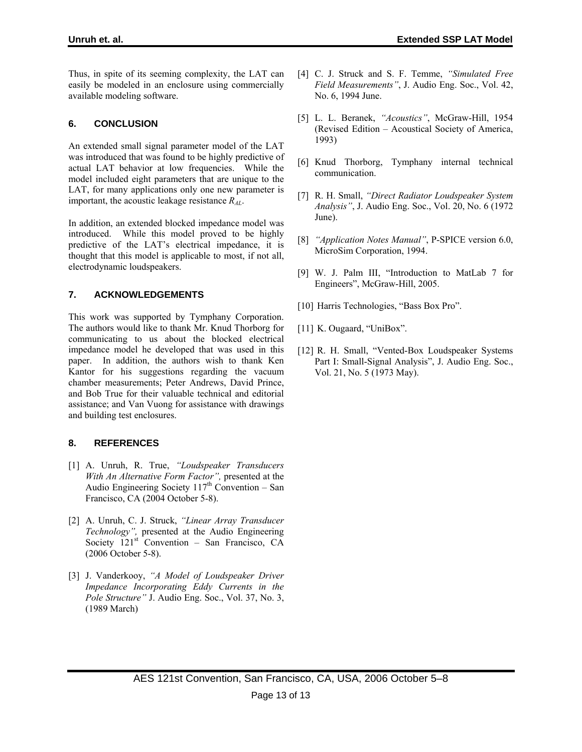Thus, in spite of its seeming complexity, the LAT can easily be modeled in an enclosure using commercially available modeling software.

## 6. CONCLUSION

An extended small signal parameter model of the LAT was introduced that was found to be highly predictive of actual LAT behavior at low frequencies. While the model included eight parameters that are unique to the LAT, for many applications only one new parameter is important, the acoustic leakage resistance $R_{AL}$.

In addition, an extended blocked impedance model was introduced. While this model proved to be highly predictive of the LAT's electrical impedance, it is thought that this model is applicable to most, if not all, electrodynamic loudspeakers.

## 7. ACKNOWLEDGEMENTS

This work was supported by Tymphany Corporation. The authors would like to thank Mr. Knud Thorborg for communicating to us about the blocked electrical impedance model he developed that was used in this paper. In addition, the authors wish to thank Ken Kantor for his suggestions regarding the vacuum chamber measurements; Peter Andrews, David Prince, and Bob True for their valuable technical and editorial assistance; and Van Vuong for assistance with drawings and building test enclosures.

## 8. REFERENCES

[1] A. Unruh, R. True, *"Loudspeaker Transducers With An Alternative Form Factor",* presented at the Audio Engineering Society 117th Convention – San Francisco, CA (2004 October 5-8).

[2] A. Unruh, C. J. Struck, *"Linear Array Transducer Technology",* presented at the Audio Engineering Society 121st Convention – San Francisco, CA (2006 October 5-8).

[3] J. Vanderkooy, *"A Model of Loudspeaker Driver Impedance Incorporating Eddy Currents in the Pole Structure"* J. Audio Eng. Soc., Vol. 37, No. 3, (1989 March)

[4] C. J. Struck and S. F. Temme, *"Simulated Free Field Measurements"*, J. Audio Eng. Soc., Vol. 42, No. 6, 1994 June.

[5] L. L. Beranek, *"Acoustics"*, McGraw-Hill, 1954 (Revised Edition – Acoustical Society of America, 1993)

[6] Knud Thorborg, Tymphany internal technical communication.

[7] R. H. Small, *"Direct Radiator Loudspeaker System Analysis"*, J. Audio Eng. Soc., Vol. 20, No. 6 (1972 June).

[8] *"Application Notes Manual"*, P-SPICE version 6.0, MicroSim Corporation, 1994.

[9] W. J. Palm III, "Introduction to MatLab 7 for Engineers", McGraw-Hill, 2005.

[10] Harris Technologies, "Bass Box Pro".

[11] K. Ougaard, "UniBox".

[12] R. H. Small, "Vented-Box Loudspeaker Systems Part I: Small-Signal Analysis", J. Audio Eng. Soc., Vol. 21, No. 5 (1973 May).